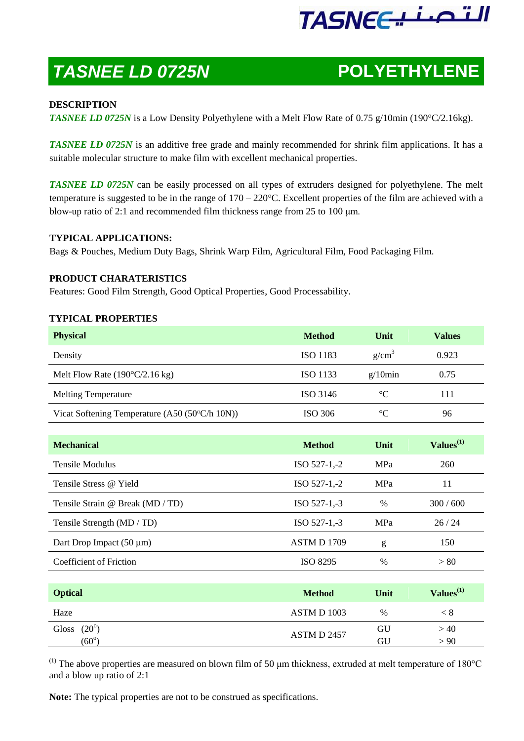# TASNEE LD 0725N — POLYETHYLENE

**DESCRIPTION**

***TASNEE LD 0725N*** is a Low Density Polyethylene with a Melt Flow Rate of 0.75 g/10min (190°C/2.16kg).

***TASNEE LD 0725N*** is an additive free grade and mainly recommended for shrink film applications. It has a suitable molecular structure to make film with excellent mechanical properties.

***TASNEE LD 0725N*** can be easily processed on all types of extruders designed for polyethylene. The melt temperature is suggested to be in the range of 170 – 220°C. Excellent properties of the film are achieved with a blow-up ratio of 2:1 and recommended film thickness range from 25 to 100 μm.

**TYPICAL APPLICATIONS:**

Bags & Pouches, Medium Duty Bags, Shrink Warp Film, Agricultural Film, Food Packaging Film.

**PRODUCT CHARATERISTICS**

Features: Good Film Strength, Good Optical Properties, Good Processability.

**TYPICAL PROPERTIES**

| Physical | Method | Unit | Values |
|---|---|---|---|
| Density | ISO 1183 | g/cm³ | 0.923 |
| Melt Flow Rate (190°C/2.16 kg) | ISO 1133 | g/10min | 0.75 |
| Melting Temperature | ISO 3146 | °C | 111 |
| Vicat Softening Temperature (A50 (50°C/h 10N)) | ISO 306 | °C | 96 |

| Mechanical | Method | Unit | Values[1] |
|---|---|---|---|
| Tensile Modulus | ISO 527-1,-2 | MPa | 260 |
| Tensile Stress @ Yield | ISO 527-1,-2 | MPa | 11 |
| Tensile Strain @ Break (MD / TD) | ISO 527-1,-3 | % | 300 / 600 |
| Tensile Strength (MD / TD) | ISO 527-1,-3 | MPa | 26 / 24 |
| Dart Drop Impact (50 μm) | ASTM D 1709 | g | 150 |
| Coefficient of Friction | ISO 8295 | % | > 80 |

| Optical | Method | Unit | Values[1] |
|---|---|---|---|
| Haze | ASTM D 1003 | % | < 8 |
| Gloss (20°) | ASTM D 2457 | GU | > 40 |
| Gloss (60°) | ASTM D 2457 | GU | > 90 |

[1] The above properties are measured on blown film of 50 μm thickness, extruded at melt temperature of 180°C and a blow up ratio of 2:1

**Note:** The typical properties are not to be construed as specifications.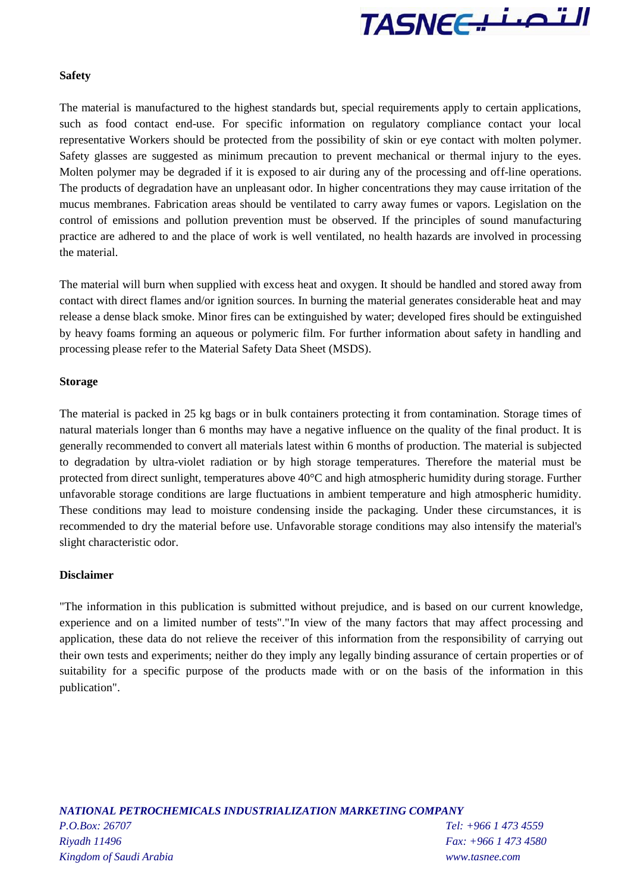## Safety

The material is manufactured to the highest standards but, special requirements apply to certain applications, such as food contact end-use. For specific information on regulatory compliance contact your local representative Workers should be protected from the possibility of skin or eye contact with molten polymer. Safety glasses are suggested as minimum precaution to prevent mechanical or thermal injury to the eyes. Molten polymer may be degraded if it is exposed to air during any of the processing and off-line operations. The products of degradation have an unpleasant odor. In higher concentrations they may cause irritation of the mucus membranes. Fabrication areas should be ventilated to carry away fumes or vapors. Legislation on the control of emissions and pollution prevention must be observed. If the principles of sound manufacturing practice are adhered to and the place of work is well ventilated, no health hazards are involved in processing the material.

The material will burn when supplied with excess heat and oxygen. It should be handled and stored away from contact with direct flames and/or ignition sources. In burning the material generates considerable heat and may release a dense black smoke. Minor fires can be extinguished by water; developed fires should be extinguished by heavy foams forming an aqueous or polymeric film. For further information about safety in handling and processing please refer to the Material Safety Data Sheet (MSDS).

## Storage

The material is packed in 25 kg bags or in bulk containers protecting it from contamination. Storage times of natural materials longer than 6 months may have a negative influence on the quality of the final product. It is generally recommended to convert all materials latest within 6 months of production. The material is subjected to degradation by ultra-violet radiation or by high storage temperatures. Therefore the material must be protected from direct sunlight, temperatures above 40°C and high atmospheric humidity during storage. Further unfavorable storage conditions are large fluctuations in ambient temperature and high atmospheric humidity. These conditions may lead to moisture condensing inside the packaging. Under these circumstances, it is recommended to dry the material before use. Unfavorable storage conditions may also intensify the material's slight characteristic odor.

## Disclaimer

"The information in this publication is submitted without prejudice, and is based on our current knowledge, experience and on a limited number of tests"."In view of the many factors that may affect processing and application, these data do not relieve the receiver of this information from the responsibility of carrying out their own tests and experiments; neither do they imply any legally binding assurance of certain properties or of suitability for a specific purpose of the products made with or on the basis of the information in this publication".

***NATIONAL PETROCHEMICALS INDUSTRIALIZATION MARKETING COMPANY***

*P.O.Box: 26707*
*Riyadh 11496*
*Kingdom of Saudi Arabia*

*Tel: +966 1 473 4559*
*Fax: +966 1 473 4580*
*www.tasnee.com*